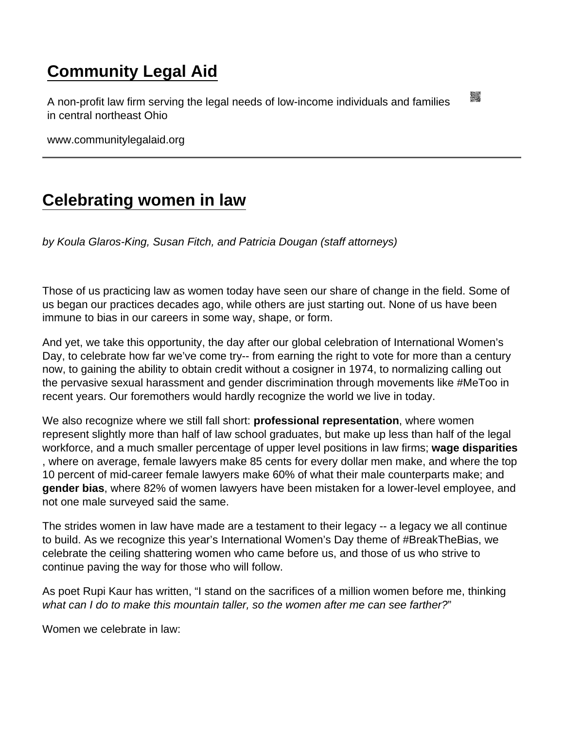# Community Legal Aid

A non-profit law firm serving the legal needs of low-income individuals and families in central northeast Ohio

www.communitylegalaid.org

## Celebrating women in law

*by Koula Glaros-King, Susan Fitch, and Patricia Dougan (staff attorneys)*

Those of us practicing law as women today have seen our share of change in the field. Some of us began our practices decades ago, while others are just starting out. None of us have been immune to bias in our careers in some way, shape, or form.

And yet, we take this opportunity, the day after our global celebration of International Women's Day, to celebrate how far we've come try-- from earning the right to vote for more than a century now, to gaining the ability to obtain credit without a cosigner in 1974, to normalizing calling out the pervasive sexual harassment and gender discrimination through movements like #MeToo in recent years. Our foremothers would hardly recognize the world we live in today.

We also recognize where we still fall short: **professional representation**, where women represent slightly more than half of law school graduates, but make up less than half of the legal workforce, and a much smaller percentage of upper level positions in law firms; **wage disparities**, where on average, female lawyers make 85 cents for every dollar men make, and where the top 10 percent of mid-career female lawyers make 60% of what their male counterparts make; and **gender bias**, where 82% of women lawyers have been mistaken for a lower-level employee, and not one male surveyed said the same.

The strides women in law have made are a testament to their legacy -- a legacy we all continue to build. As we recognize this year's International Women's Day theme of #BreakTheBias, we celebrate the ceiling shattering women who came before us, and those of us who strive to continue paving the way for those who will follow.

As poet Rupi Kaur has written, "I stand on the sacrifices of a million women before me, thinking *what can I do to make this mountain taller, so the women after me can see farther?*"

Women we celebrate in law: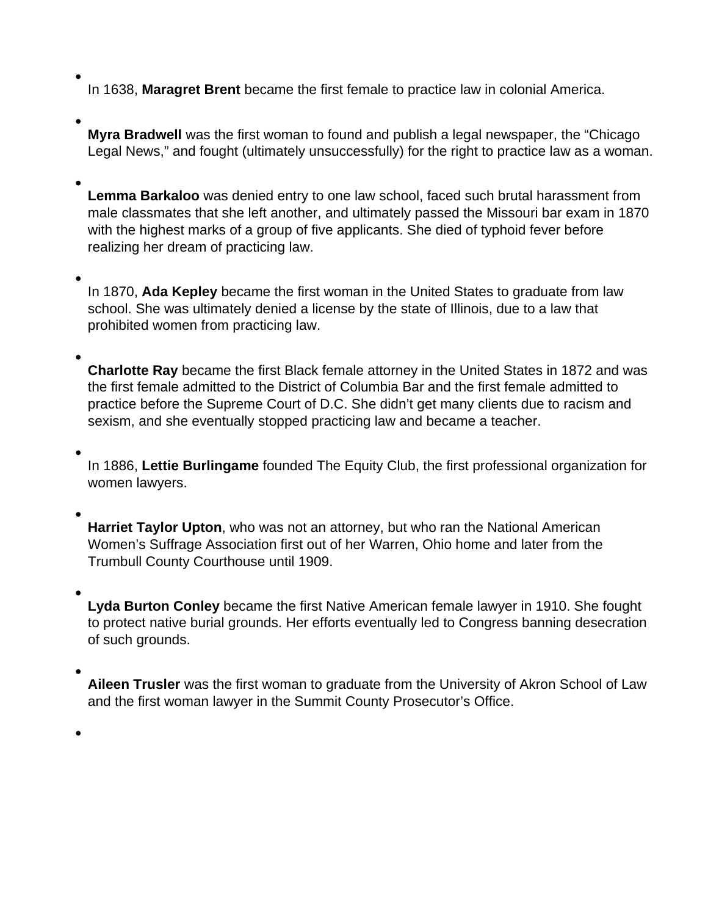- In 1638, **Maragret Brent** became the first female to practice law in colonial America.

- **Myra Bradwell** was the first woman to found and publish a legal newspaper, the "Chicago Legal News," and fought (ultimately unsuccessfully) for the right to practice law as a woman.

- **Lemma Barkaloo** was denied entry to one law school, faced such brutal harassment from male classmates that she left another, and ultimately passed the Missouri bar exam in 1870 with the highest marks of a group of five applicants. She died of typhoid fever before realizing her dream of practicing law.

- In 1870, **Ada Kepley** became the first woman in the United States to graduate from law school. She was ultimately denied a license by the state of Illinois, due to a law that prohibited women from practicing law.

- **Charlotte Ray** became the first Black female attorney in the United States in 1872 and was the first female admitted to the District of Columbia Bar and the first female admitted to practice before the Supreme Court of D.C. She didn't get many clients due to racism and sexism, and she eventually stopped practicing law and became a teacher.

- In 1886, **Lettie Burlingame** founded The Equity Club, the first professional organization for women lawyers.

- **Harriet Taylor Upton**, who was not an attorney, but who ran the National American Women's Suffrage Association first out of her Warren, Ohio home and later from the Trumbull County Courthouse until 1909.

- **Lyda Burton Conley** became the first Native American female lawyer in 1910. She fought to protect native burial grounds. Her efforts eventually led to Congress banning desecration of such grounds.

- **Aileen Trusler** was the first woman to graduate from the University of Akron School of Law and the first woman lawyer in the Summit County Prosecutor's Office.

-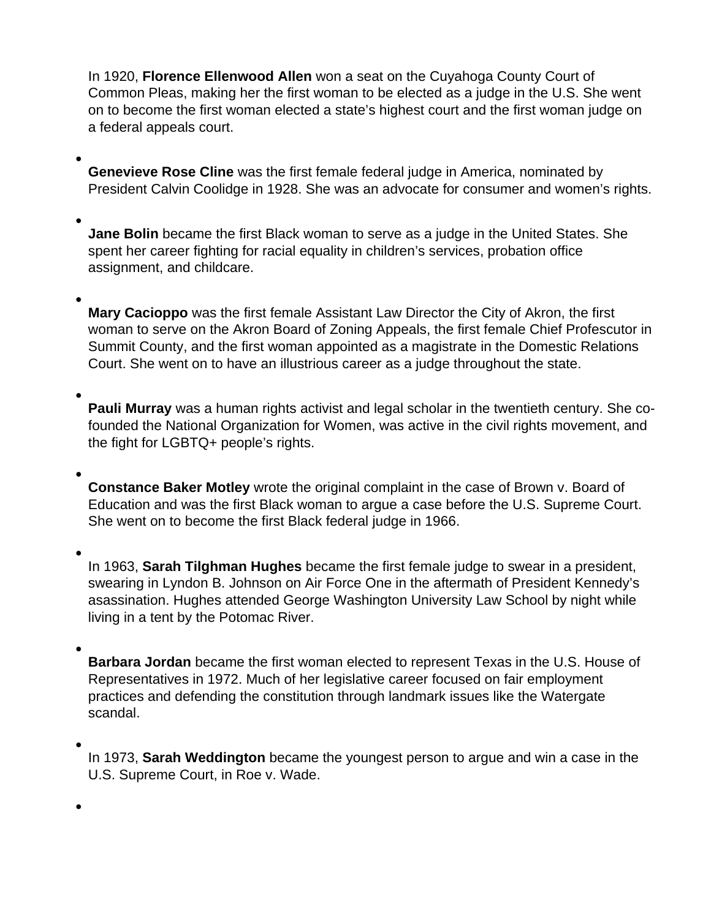In 1920, **Florence Ellenwood Allen** won a seat on the Cuyahoga County Court of Common Pleas, making her the first woman to be elected as a judge in the U.S. She went on to become the first woman elected a state's highest court and the first woman judge on a federal appeals court.

- **Genevieve Rose Cline** was the first female federal judge in America, nominated by President Calvin Coolidge in 1928. She was an advocate for consumer and women's rights.

- **Jane Bolin** became the first Black woman to serve as a judge in the United States. She spent her career fighting for racial equality in children's services, probation office assignment, and childcare.

- **Mary Cacioppo** was the first female Assistant Law Director the City of Akron, the first woman to serve on the Akron Board of Zoning Appeals, the first female Chief Profescutor in Summit County, and the first woman appointed as a magistrate in the Domestic Relations Court. She went on to have an illustrious career as a judge throughout the state.

- **Pauli Murray** was a human rights activist and legal scholar in the twentieth century. She co-founded the National Organization for Women, was active in the civil rights movement, and the fight for LGBTQ+ people's rights.

- **Constance Baker Motley** wrote the original complaint in the case of Brown v. Board of Education and was the first Black woman to argue a case before the U.S. Supreme Court. She went on to become the first Black federal judge in 1966.

- In 1963, **Sarah Tilghman Hughes** became the first female judge to swear in a president, swearing in Lyndon B. Johnson on Air Force One in the aftermath of President Kennedy's asassination. Hughes attended George Washington University Law School by night while living in a tent by the Potomac River.

- **Barbara Jordan** became the first woman elected to represent Texas in the U.S. House of Representatives in 1972. Much of her legislative career focused on fair employment practices and defending the constitution through landmark issues like the Watergate scandal.

- In 1973, **Sarah Weddington** became the youngest person to argue and win a case in the U.S. Supreme Court, in Roe v. Wade.

-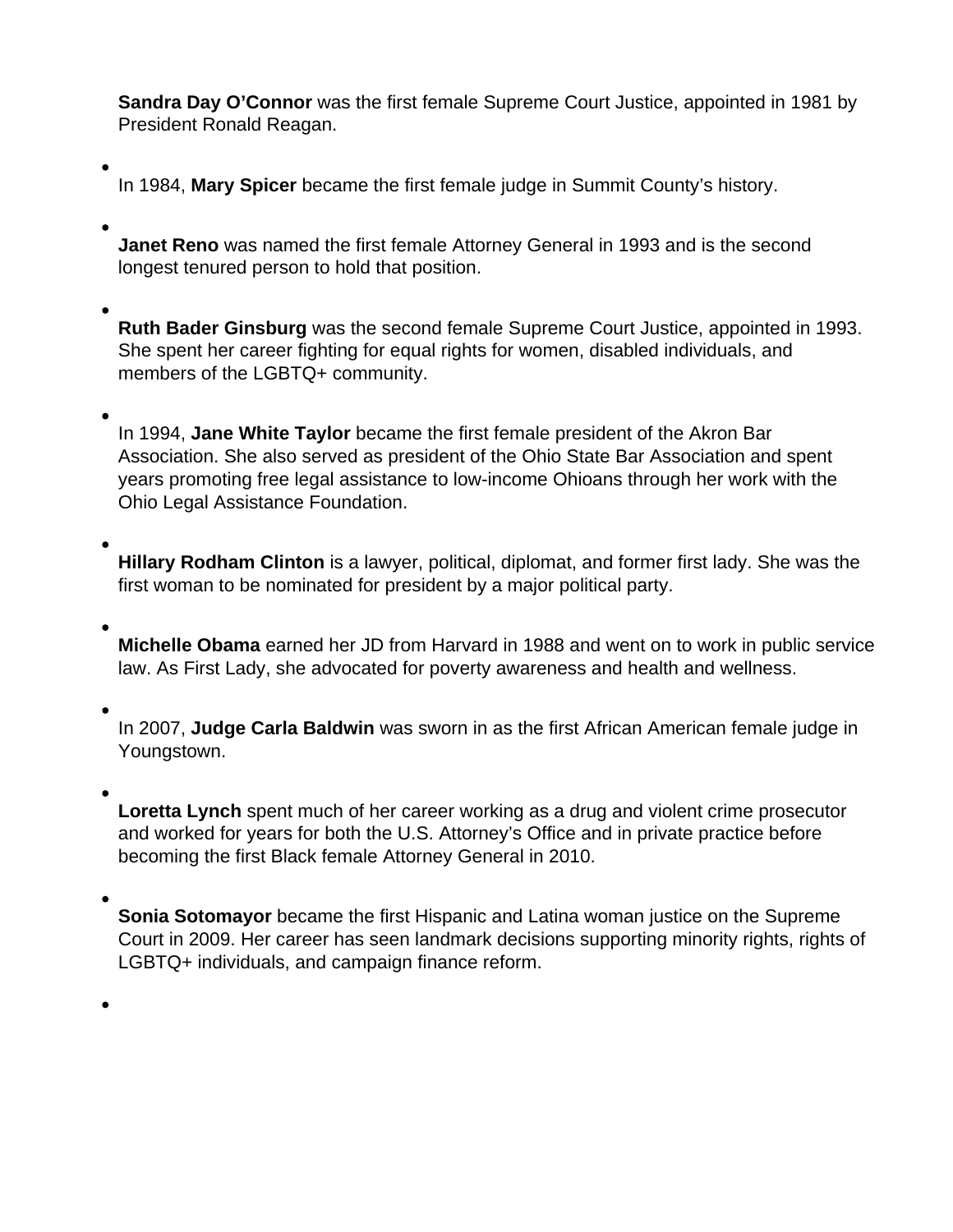**Sandra Day O'Connor** was the first female Supreme Court Justice, appointed in 1981 by President Ronald Reagan.

- In 1984, **Mary Spicer** became the first female judge in Summit County's history.

- **Janet Reno** was named the first female Attorney General in 1993 and is the second longest tenured person to hold that position.

- **Ruth Bader Ginsburg** was the second female Supreme Court Justice, appointed in 1993. She spent her career fighting for equal rights for women, disabled individuals, and members of the LGBTQ+ community.

- In 1994, **Jane White Taylor** became the first female president of the Akron Bar Association. She also served as president of the Ohio State Bar Association and spent years promoting free legal assistance to low-income Ohioans through her work with the Ohio Legal Assistance Foundation.

- **Hillary Rodham Clinton** is a lawyer, political, diplomat, and former first lady. She was the first woman to be nominated for president by a major political party.

- **Michelle Obama** earned her JD from Harvard in 1988 and went on to work in public service law. As First Lady, she advocated for poverty awareness and health and wellness.

- In 2007, **Judge Carla Baldwin** was sworn in as the first African American female judge in Youngstown.

- **Loretta Lynch** spent much of her career working as a drug and violent crime prosecutor and worked for years for both the U.S. Attorney's Office and in private practice before becoming the first Black female Attorney General in 2010.

- **Sonia Sotomayor** became the first Hispanic and Latina woman justice on the Supreme Court in 2009. Her career has seen landmark decisions supporting minority rights, rights of LGBTQ+ individuals, and campaign finance reform.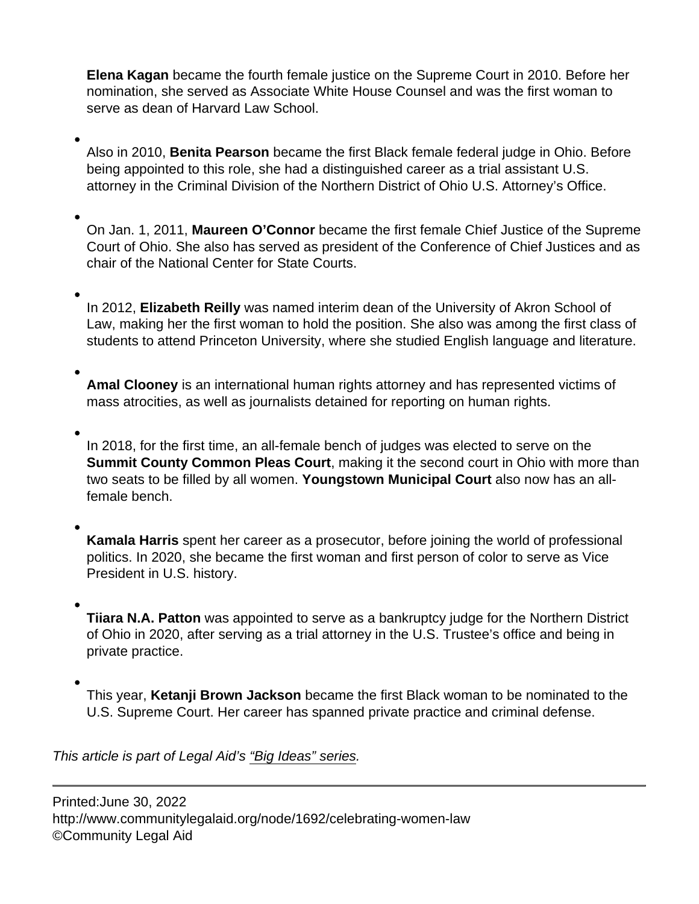- **Elena Kagan** became the fourth female justice on the Supreme Court in 2010. Before her nomination, she served as Associate White House Counsel and was the first woman to serve as dean of Harvard Law School.

- Also in 2010, **Benita Pearson** became the first Black female federal judge in Ohio. Before being appointed to this role, she had a distinguished career as a trial assistant U.S. attorney in the Criminal Division of the Northern District of Ohio U.S. Attorney's Office.

- On Jan. 1, 2011, **Maureen O'Connor** became the first female Chief Justice of the Supreme Court of Ohio. She also has served as president of the Conference of Chief Justices and as chair of the National Center for State Courts.

- In 2012, **Elizabeth Reilly** was named interim dean of the University of Akron School of Law, making her the first woman to hold the position. She also was among the first class of students to attend Princeton University, where she studied English language and literature.

- **Amal Clooney** is an international human rights attorney and has represented victims of mass atrocities, as well as journalists detained for reporting on human rights.

- In 2018, for the first time, an all-female bench of judges was elected to serve on the **Summit County Common Pleas Court**, making it the second court in Ohio with more than two seats to be filled by all women. **Youngstown Municipal Court** also now has an all-female bench.

- **Kamala Harris** spent her career as a prosecutor, before joining the world of professional politics. In 2020, she became the first woman and first person of color to serve as Vice President in U.S. history.

- **Tiiara N.A. Patton** was appointed to serve as a bankruptcy judge for the Northern District of Ohio in 2020, after serving as a trial attorney in the U.S. Trustee's office and being in private practice.

- This year, **Ketanji Brown Jackson** became the first Black woman to be nominated to the U.S. Supreme Court. Her career has spanned private practice and criminal defense.

*This article is part of Legal Aid's "Big Ideas" series.*

---

Printed:June 30, 2022
http://www.communitylegalaid.org/node/1692/celebrating-women-law
©Community Legal Aid